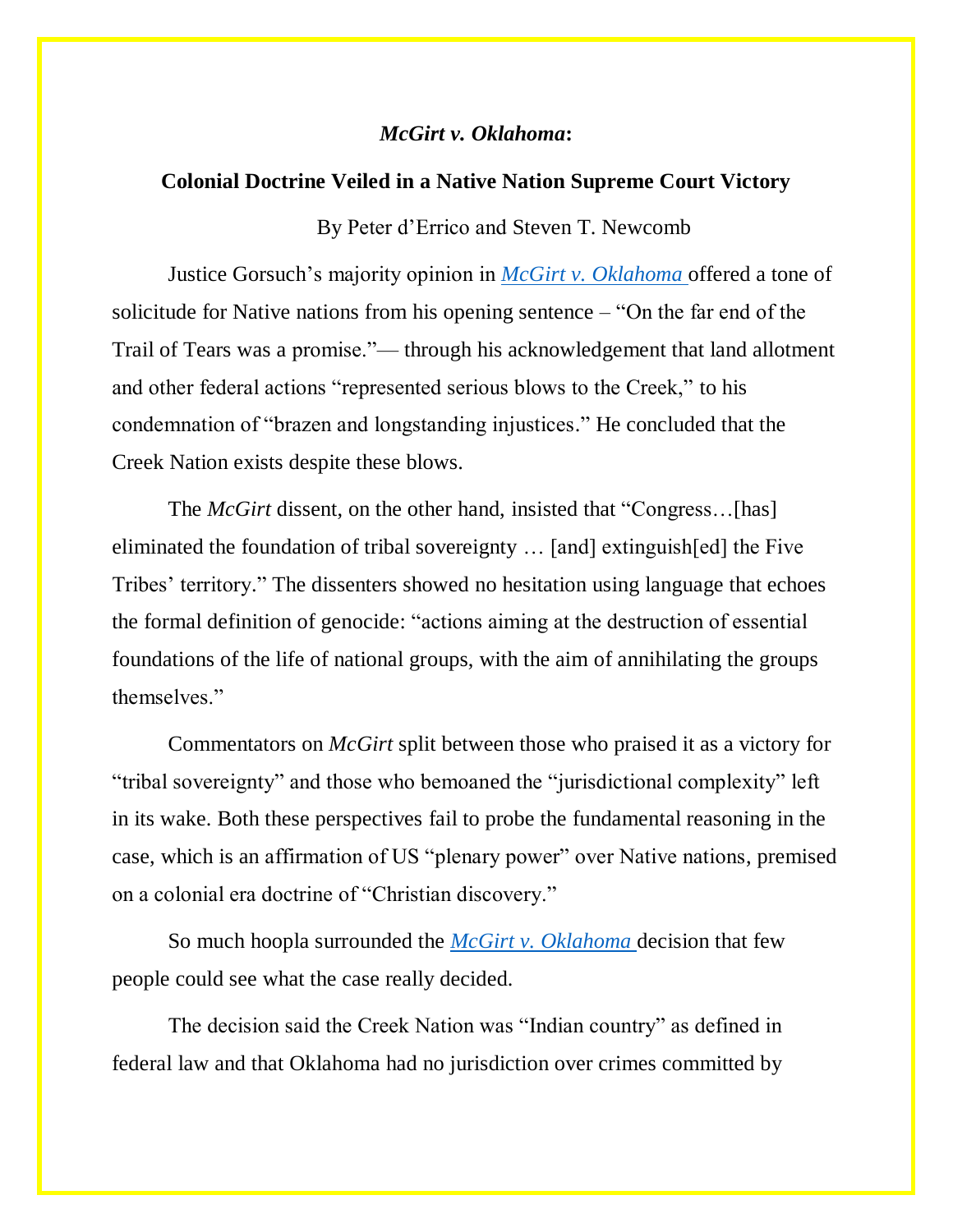# *McGirt v. Oklahoma*:

## Colonial Doctrine Veiled in a Native Nation Supreme Court Victory

By Peter d'Errico and Steven T. Newcomb

Justice Gorsuch's majority opinion in *McGirt v. Oklahoma* offered a tone of solicitude for Native nations from his opening sentence – "On the far end of the Trail of Tears was a promise."— through his acknowledgement that land allotment and other federal actions "represented serious blows to the Creek," to his condemnation of "brazen and longstanding injustices." He concluded that the Creek Nation exists despite these blows.

The *McGirt* dissent, on the other hand, insisted that "Congress…[has] eliminated the foundation of tribal sovereignty … [and] extinguish[ed] the Five Tribes' territory." The dissenters showed no hesitation using language that echoes the formal definition of genocide: "actions aiming at the destruction of essential foundations of the life of national groups, with the aim of annihilating the groups themselves."

Commentators on *McGirt* split between those who praised it as a victory for "tribal sovereignty" and those who bemoaned the "jurisdictional complexity" left in its wake. Both these perspectives fail to probe the fundamental reasoning in the case, which is an affirmation of US "plenary power" over Native nations, premised on a colonial era doctrine of "Christian discovery."

So much hoopla surrounded the *McGirt v. Oklahoma* decision that few people could see what the case really decided.

The decision said the Creek Nation was "Indian country" as defined in federal law and that Oklahoma had no jurisdiction over crimes committed by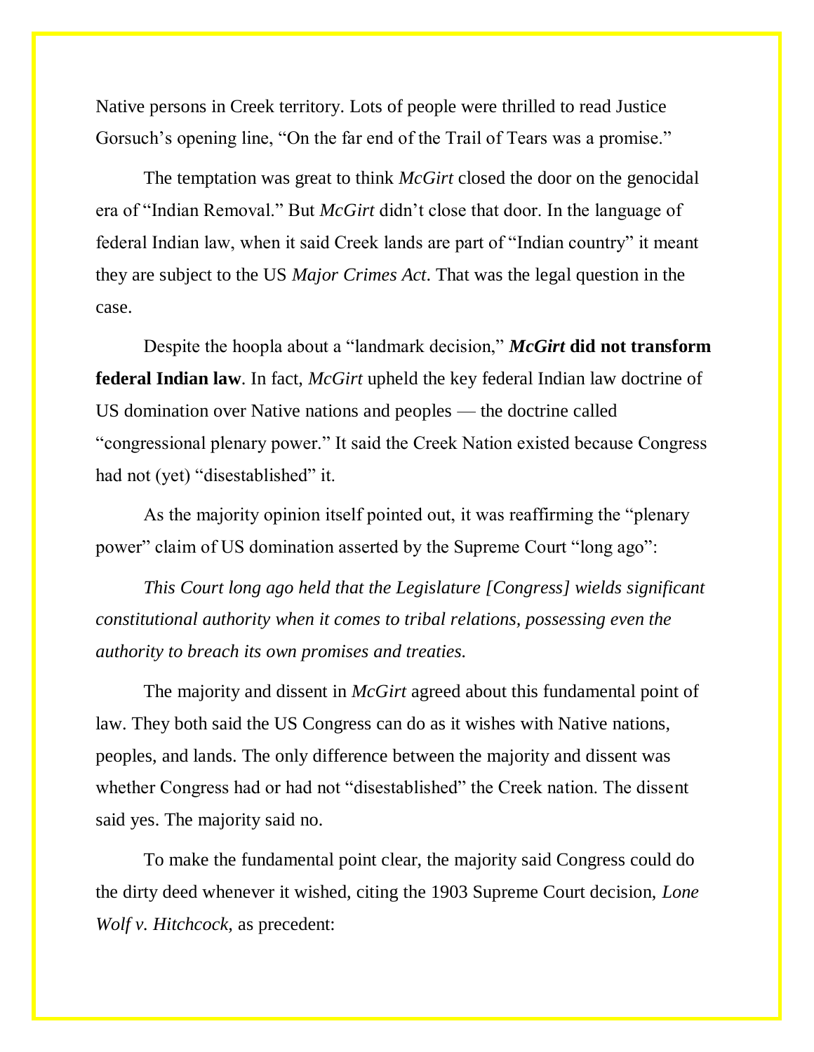Native persons in Creek territory. Lots of people were thrilled to read Justice Gorsuch's opening line, "On the far end of the Trail of Tears was a promise."

The temptation was great to think *McGirt* closed the door on the genocidal era of "Indian Removal." But *McGirt* didn't close that door. In the language of federal Indian law, when it said Creek lands are part of "Indian country" it meant they are subject to the US *Major Crimes Act*. That was the legal question in the case.

Despite the hoopla about a "landmark decision," ***McGirt* did not transform federal Indian law**. In fact, *McGirt* upheld the key federal Indian law doctrine of US domination over Native nations and peoples — the doctrine called "congressional plenary power." It said the Creek Nation existed because Congress had not (yet) "disestablished" it.

As the majority opinion itself pointed out, it was reaffirming the "plenary power" claim of US domination asserted by the Supreme Court "long ago":

*This Court long ago held that the Legislature [Congress] wields significant constitutional authority when it comes to tribal relations, possessing even the authority to breach its own promises and treaties.*

The majority and dissent in *McGirt* agreed about this fundamental point of law. They both said the US Congress can do as it wishes with Native nations, peoples, and lands. The only difference between the majority and dissent was whether Congress had or had not "disestablished" the Creek nation. The dissent said yes. The majority said no.

To make the fundamental point clear, the majority said Congress could do the dirty deed whenever it wished, citing the 1903 Supreme Court decision, *Lone Wolf v. Hitchcock,* as precedent: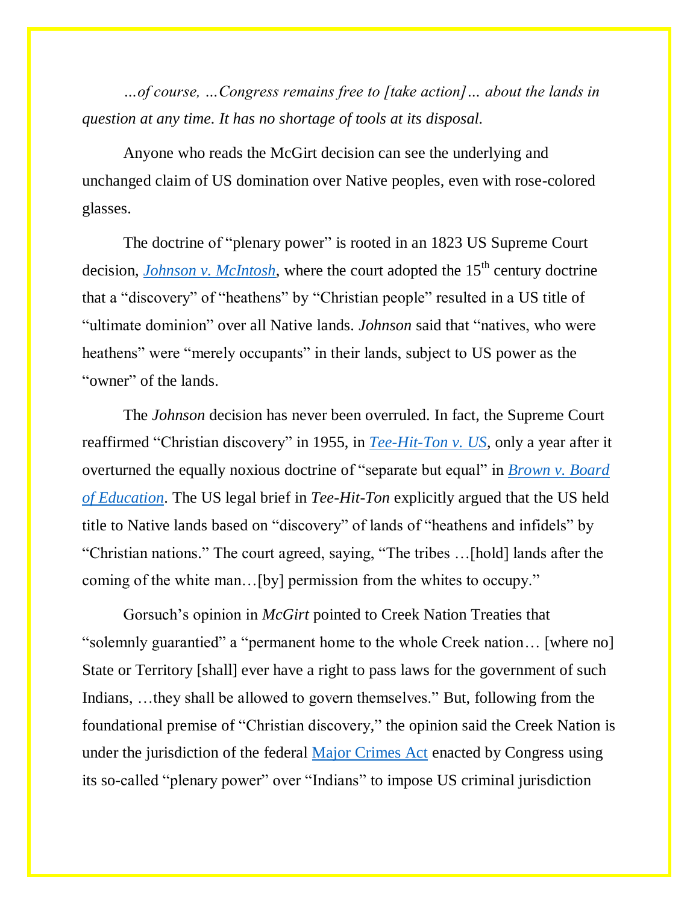*…of course, …Congress remains free to [take action]… about the lands in question at any time. It has no shortage of tools at its disposal.*

Anyone who reads the McGirt decision can see the underlying and unchanged claim of US domination over Native peoples, even with rose-colored glasses.

The doctrine of "plenary power" is rooted in an 1823 US Supreme Court decision, [*Johnson v. McIntosh*](), where the court adopted the 15th century doctrine that a "discovery" of "heathens" by "Christian people" resulted in a US title of "ultimate dominion" over all Native lands. *Johnson* said that "natives, who were heathens" were "merely occupants" in their lands, subject to US power as the "owner" of the lands.

The *Johnson* decision has never been overruled. In fact, the Supreme Court reaffirmed "Christian discovery" in 1955, in [*Tee-Hit-Ton v. US*](), only a year after it overturned the equally noxious doctrine of "separate but equal" in [*Brown v. Board of Education*](). The US legal brief in *Tee-Hit-Ton* explicitly argued that the US held title to Native lands based on "discovery" of lands of "heathens and infidels" by "Christian nations." The court agreed, saying, "The tribes …[hold] lands after the coming of the white man…[by] permission from the whites to occupy."

Gorsuch's opinion in *McGirt* pointed to Creek Nation Treaties that "solemnly guarantied" a "permanent home to the whole Creek nation… [where no] State or Territory [shall] ever have a right to pass laws for the government of such Indians, …they shall be allowed to govern themselves." But, following from the foundational premise of "Christian discovery," the opinion said the Creek Nation is under the jurisdiction of the federal [Major Crimes Act]() enacted by Congress using its so-called "plenary power" over "Indians" to impose US criminal jurisdiction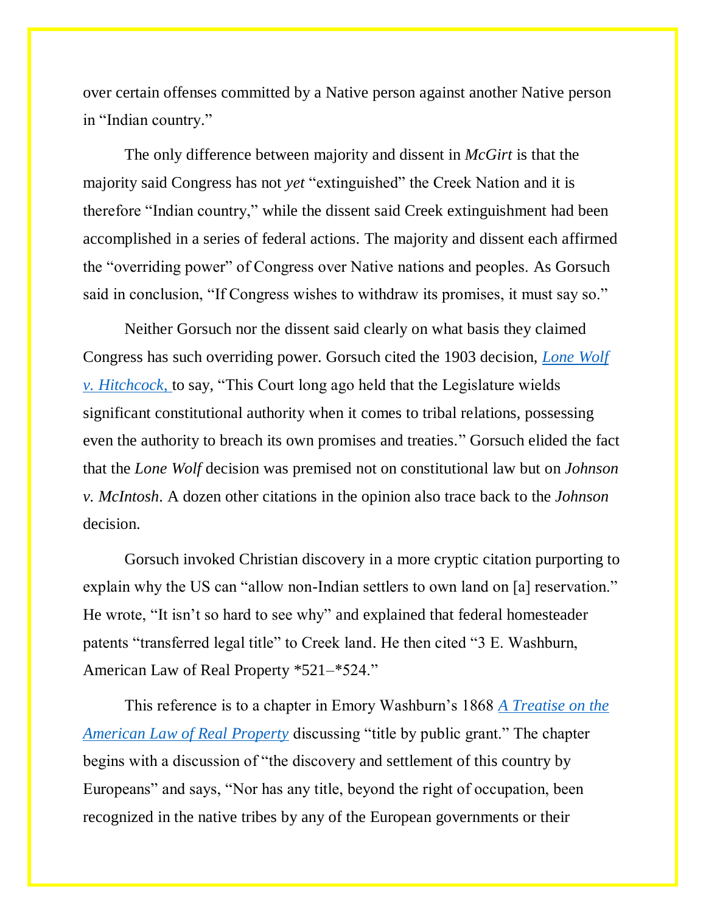over certain offenses committed by a Native person against another Native person in "Indian country."

The only difference between majority and dissent in *McGirt* is that the majority said Congress has not *yet* "extinguished" the Creek Nation and it is therefore "Indian country," while the dissent said Creek extinguishment had been accomplished in a series of federal actions. The majority and dissent each affirmed the "overriding power" of Congress over Native nations and peoples. As Gorsuch said in conclusion, "If Congress wishes to withdraw its promises, it must say so."

Neither Gorsuch nor the dissent said clearly on what basis they claimed Congress has such overriding power. Gorsuch cited the 1903 decision, *Lone Wolf v. Hitchcock,* to say, "This Court long ago held that the Legislature wields significant constitutional authority when it comes to tribal relations, possessing even the authority to breach its own promises and treaties." Gorsuch elided the fact that the *Lone Wolf* decision was premised not on constitutional law but on *Johnson v. McIntosh*. A dozen other citations in the opinion also trace back to the *Johnson* decision.

Gorsuch invoked Christian discovery in a more cryptic citation purporting to explain why the US can "allow non-Indian settlers to own land on [a] reservation." He wrote, "It isn't so hard to see why" and explained that federal homesteader patents "transferred legal title" to Creek land. He then cited "3 E. Washburn, American Law of Real Property *521–*524."

This reference is to a chapter in Emory Washburn's 1868 *A Treatise on the American Law of Real Property* discussing "title by public grant." The chapter begins with a discussion of "the discovery and settlement of this country by Europeans" and says, "Nor has any title, beyond the right of occupation, been recognized in the native tribes by any of the European governments or their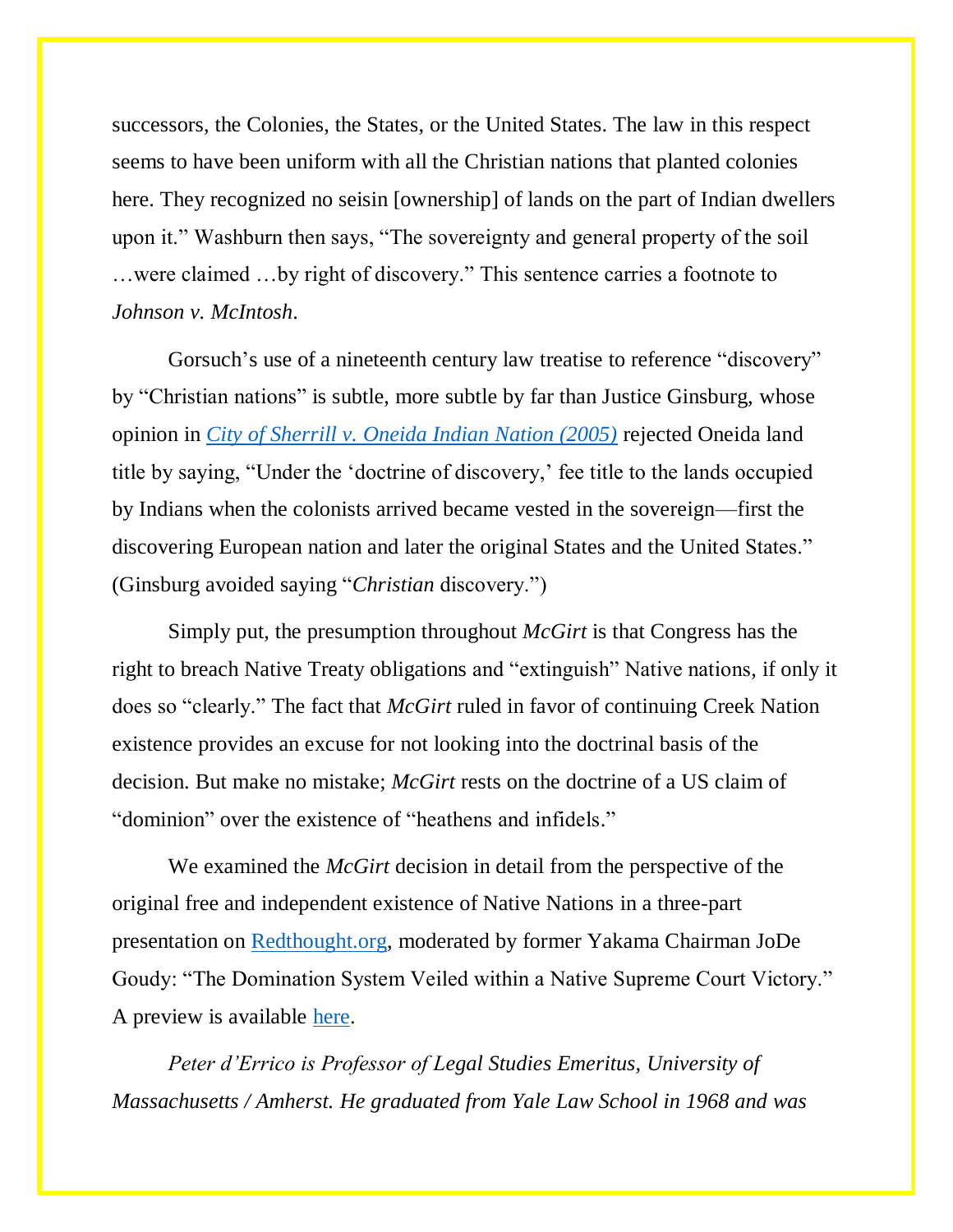successors, the Colonies, the States, or the United States. The law in this respect seems to have been uniform with all the Christian nations that planted colonies here. They recognized no seisin [ownership] of lands on the part of Indian dwellers upon it." Washburn then says, "The sovereignty and general property of the soil …were claimed …by right of discovery." This sentence carries a footnote to *Johnson v. McIntosh*.

Gorsuch's use of a nineteenth century law treatise to reference "discovery" by "Christian nations" is subtle, more subtle by far than Justice Ginsburg, whose opinion in *City of Sherrill v. Oneida Indian Nation (2005)* rejected Oneida land title by saying, "Under the 'doctrine of discovery,' fee title to the lands occupied by Indians when the colonists arrived became vested in the sovereign—first the discovering European nation and later the original States and the United States." (Ginsburg avoided saying "*Christian* discovery.")

Simply put, the presumption throughout *McGirt* is that Congress has the right to breach Native Treaty obligations and "extinguish" Native nations, if only it does so "clearly." The fact that *McGirt* ruled in favor of continuing Creek Nation existence provides an excuse for not looking into the doctrinal basis of the decision. But make no mistake; *McGirt* rests on the doctrine of a US claim of "dominion" over the existence of "heathens and infidels."

We examined the *McGirt* decision in detail from the perspective of the original free and independent existence of Native Nations in a three-part presentation on Redthought.org, moderated by former Yakama Chairman JoDe Goudy: "The Domination System Veiled within a Native Supreme Court Victory." A preview is available here.

*Peter d'Errico is Professor of Legal Studies Emeritus, University of Massachusetts / Amherst. He graduated from Yale Law School in 1968 and was*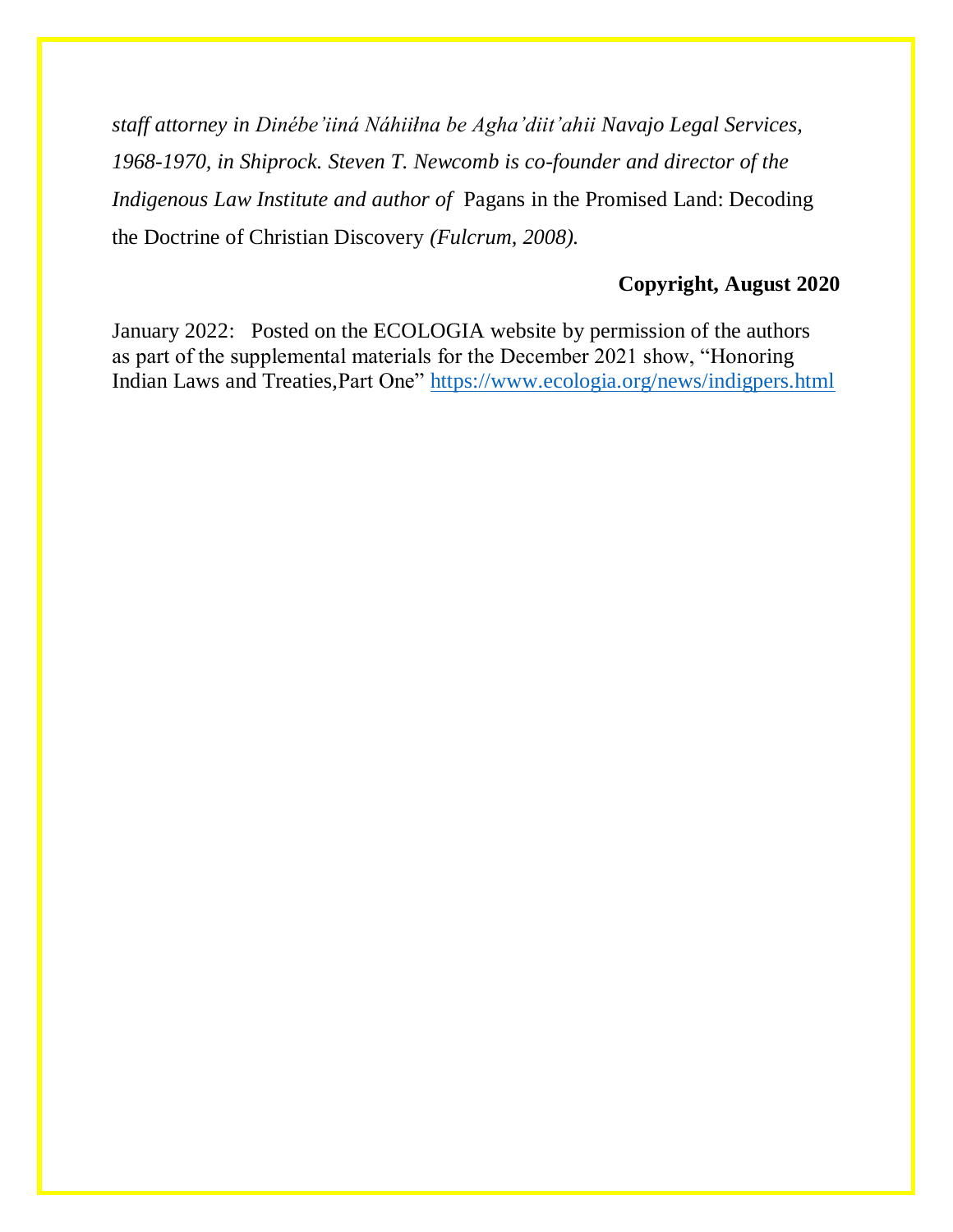*staff attorney in Dinébe'iiná Náhiiłna be Agha'diit'ahii Navajo Legal Services, 1968-1970, in Shiprock. Steven T. Newcomb is co-founder and director of the Indigenous Law Institute and author of* Pagans in the Promised Land: Decoding the Doctrine of Christian Discovery *(Fulcrum, 2008).*

**Copyright, August 2020**

January 2022: Posted on the ECOLOGIA website by permission of the authors as part of the supplemental materials for the December 2021 show, "Honoring Indian Laws and Treaties,Part One" https://www.ecologia.org/news/indigpers.html